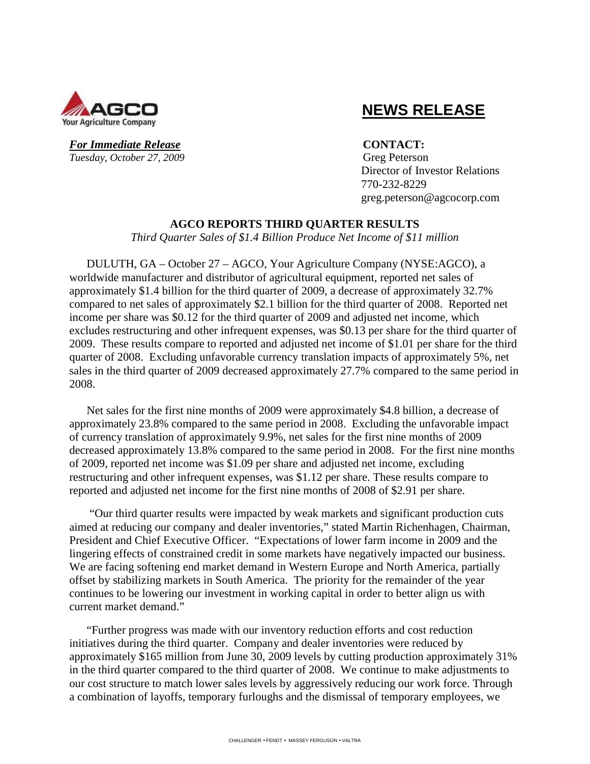AGCO
Your Agriculture Company

# NEWS RELEASE

***For Immediate Release***
*Tuesday, October 27, 2009*

**CONTACT:**
Greg Peterson
Director of Investor Relations
770-232-8229
greg.peterson@agcocorp.com

## AGCO REPORTS THIRD QUARTER RESULTS

*Third Quarter Sales of $1.4 Billion Produce Net Income of $11 million*

DULUTH, GA – October 27 – AGCO, Your Agriculture Company (NYSE:AGCO), a worldwide manufacturer and distributor of agricultural equipment, reported net sales of approximately $1.4 billion for the third quarter of 2009, a decrease of approximately 32.7% compared to net sales of approximately $2.1 billion for the third quarter of 2008. Reported net income per share was $0.12 for the third quarter of 2009 and adjusted net income, which excludes restructuring and other infrequent expenses, was $0.13 per share for the third quarter of 2009. These results compare to reported and adjusted net income of $1.01 per share for the third quarter of 2008. Excluding unfavorable currency translation impacts of approximately 5%, net sales in the third quarter of 2009 decreased approximately 27.7% compared to the same period in 2008.

Net sales for the first nine months of 2009 were approximately $4.8 billion, a decrease of approximately 23.8% compared to the same period in 2008. Excluding the unfavorable impact of currency translation of approximately 9.9%, net sales for the first nine months of 2009 decreased approximately 13.8% compared to the same period in 2008. For the first nine months of 2009, reported net income was $1.09 per share and adjusted net income, excluding restructuring and other infrequent expenses, was $1.12 per share. These results compare to reported and adjusted net income for the first nine months of 2008 of $2.91 per share.

"Our third quarter results were impacted by weak markets and significant production cuts aimed at reducing our company and dealer inventories," stated Martin Richenhagen, Chairman, President and Chief Executive Officer. "Expectations of lower farm income in 2009 and the lingering effects of constrained credit in some markets have negatively impacted our business. We are facing softening end market demand in Western Europe and North America, partially offset by stabilizing markets in South America. The priority for the remainder of the year continues to be lowering our investment in working capital in order to better align us with current market demand."

"Further progress was made with our inventory reduction efforts and cost reduction initiatives during the third quarter. Company and dealer inventories were reduced by approximately $165 million from June 30, 2009 levels by cutting production approximately 31% in the third quarter compared to the third quarter of 2008. We continue to make adjustments to our cost structure to match lower sales levels by aggressively reducing our work force. Through a combination of layoffs, temporary furloughs and the dismissal of temporary employees, we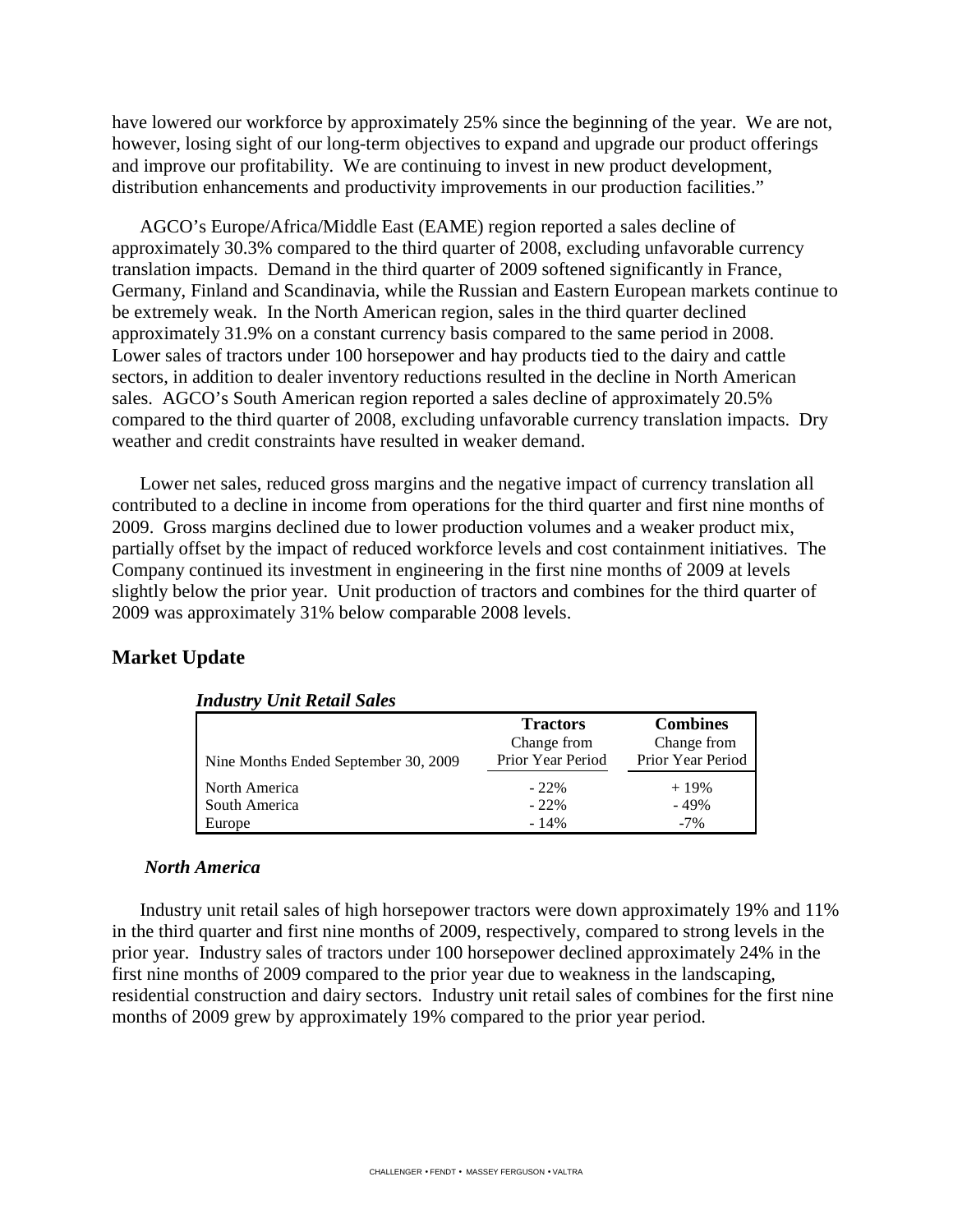have lowered our workforce by approximately 25% since the beginning of the year. We are not, however, losing sight of our long-term objectives to expand and upgrade our product offerings and improve our profitability. We are continuing to invest in new product development, distribution enhancements and productivity improvements in our production facilities."

AGCO's Europe/Africa/Middle East (EAME) region reported a sales decline of approximately 30.3% compared to the third quarter of 2008, excluding unfavorable currency translation impacts. Demand in the third quarter of 2009 softened significantly in France, Germany, Finland and Scandinavia, while the Russian and Eastern European markets continue to be extremely weak. In the North American region, sales in the third quarter declined approximately 31.9% on a constant currency basis compared to the same period in 2008. Lower sales of tractors under 100 horsepower and hay products tied to the dairy and cattle sectors, in addition to dealer inventory reductions resulted in the decline in North American sales. AGCO's South American region reported a sales decline of approximately 20.5% compared to the third quarter of 2008, excluding unfavorable currency translation impacts. Dry weather and credit constraints have resulted in weaker demand.

Lower net sales, reduced gross margins and the negative impact of currency translation all contributed to a decline in income from operations for the third quarter and first nine months of 2009. Gross margins declined due to lower production volumes and a weaker product mix, partially offset by the impact of reduced workforce levels and cost containment initiatives. The Company continued its investment in engineering in the first nine months of 2009 at levels slightly below the prior year. Unit production of tractors and combines for the third quarter of 2009 was approximately 31% below comparable 2008 levels.

## Market Update

***Industry Unit Retail Sales***

| Nine Months Ended September 30, 2009 | **Tractors** Change from Prior Year Period | **Combines** Change from Prior Year Period |
|---|---|---|
| North America | - 22% | + 19% |
| South America | - 22% | - 49% |
| Europe | - 14% | -7% |

***North America***

Industry unit retail sales of high horsepower tractors were down approximately 19% and 11% in the third quarter and first nine months of 2009, respectively, compared to strong levels in the prior year. Industry sales of tractors under 100 horsepower declined approximately 24% in the first nine months of 2009 compared to the prior year due to weakness in the landscaping, residential construction and dairy sectors. Industry unit retail sales of combines for the first nine months of 2009 grew by approximately 19% compared to the prior year period.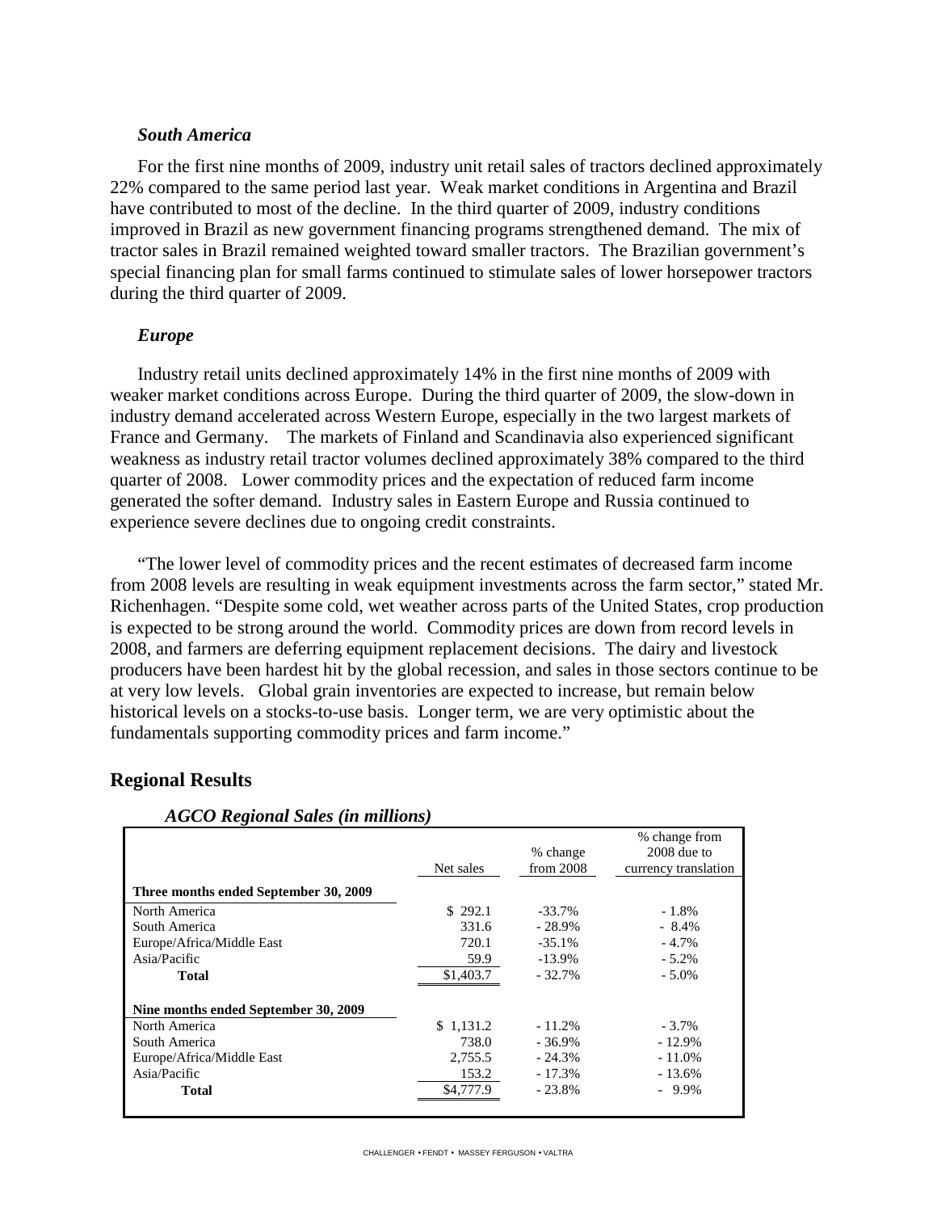### *South America*

For the first nine months of 2009, industry unit retail sales of tractors declined approximately 22% compared to the same period last year. Weak market conditions in Argentina and Brazil have contributed to most of the decline. In the third quarter of 2009, industry conditions improved in Brazil as new government financing programs strengthened demand. The mix of tractor sales in Brazil remained weighted toward smaller tractors. The Brazilian government's special financing plan for small farms continued to stimulate sales of lower horsepower tractors during the third quarter of 2009.

### *Europe*

Industry retail units declined approximately 14% in the first nine months of 2009 with weaker market conditions across Europe. During the third quarter of 2009, the slow-down in industry demand accelerated across Western Europe, especially in the two largest markets of France and Germany. The markets of Finland and Scandinavia also experienced significant weakness as industry retail tractor volumes declined approximately 38% compared to the third quarter of 2008. Lower commodity prices and the expectation of reduced farm income generated the softer demand. Industry sales in Eastern Europe and Russia continued to experience severe declines due to ongoing credit constraints.

"The lower level of commodity prices and the recent estimates of decreased farm income from 2008 levels are resulting in weak equipment investments across the farm sector," stated Mr. Richenhagen. "Despite some cold, wet weather across parts of the United States, crop production is expected to be strong around the world. Commodity prices are down from record levels in 2008, and farmers are deferring equipment replacement decisions. The dairy and livestock producers have been hardest hit by the global recession, and sales in those sectors continue to be at very low levels. Global grain inventories are expected to increase, but remain below historical levels on a stocks-to-use basis. Longer term, we are very optimistic about the fundamentals supporting commodity prices and farm income."

## Regional Results

*AGCO Regional Sales (in millions)*

| | Net sales | % change from 2008 | % change from 2008 due to currency translation |
|---|---|---|---|
| **Three months ended September 30, 2009** | | | |
| North America | $ 292.1 | -33.7% | - 1.8% |
| South America | 331.6 | - 28.9% | - 8.4% |
| Europe/Africa/Middle East | 720.1 | -35.1% | - 4.7% |
| Asia/Pacific | 59.9 | -13.9% | - 5.2% |
| **Total** | $1,403.7 | - 32.7% | - 5.0% |
| **Nine months ended September 30, 2009** | | | |
| North America | $ 1,131.2 | - 11.2% | - 3.7% |
| South America | 738.0 | - 36.9% | - 12.9% |
| Europe/Africa/Middle East | 2,755.5 | - 24.3% | - 11.0% |
| Asia/Pacific | 153.2 | - 17.3% | - 13.6% |
| **Total** | $4,777.9 | - 23.8% | - 9.9% |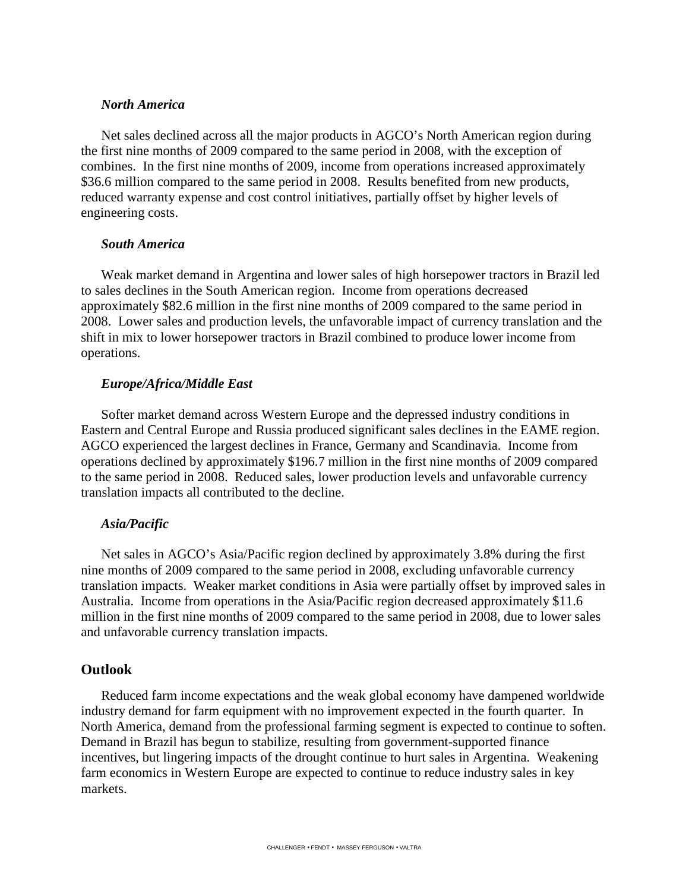***North America***

Net sales declined across all the major products in AGCO's North American region during the first nine months of 2009 compared to the same period in 2008, with the exception of combines. In the first nine months of 2009, income from operations increased approximately \$36.6 million compared to the same period in 2008. Results benefited from new products, reduced warranty expense and cost control initiatives, partially offset by higher levels of engineering costs.

***South America***

Weak market demand in Argentina and lower sales of high horsepower tractors in Brazil led to sales declines in the South American region. Income from operations decreased approximately \$82.6 million in the first nine months of 2009 compared to the same period in 2008. Lower sales and production levels, the unfavorable impact of currency translation and the shift in mix to lower horsepower tractors in Brazil combined to produce lower income from operations.

***Europe/Africa/Middle East***

Softer market demand across Western Europe and the depressed industry conditions in Eastern and Central Europe and Russia produced significant sales declines in the EAME region. AGCO experienced the largest declines in France, Germany and Scandinavia. Income from operations declined by approximately \$196.7 million in the first nine months of 2009 compared to the same period in 2008. Reduced sales, lower production levels and unfavorable currency translation impacts all contributed to the decline.

***Asia/Pacific***

Net sales in AGCO's Asia/Pacific region declined by approximately 3.8% during the first nine months of 2009 compared to the same period in 2008, excluding unfavorable currency translation impacts. Weaker market conditions in Asia were partially offset by improved sales in Australia. Income from operations in the Asia/Pacific region decreased approximately \$11.6 million in the first nine months of 2009 compared to the same period in 2008, due to lower sales and unfavorable currency translation impacts.

## Outlook

Reduced farm income expectations and the weak global economy have dampened worldwide industry demand for farm equipment with no improvement expected in the fourth quarter. In North America, demand from the professional farming segment is expected to continue to soften. Demand in Brazil has begun to stabilize, resulting from government-supported finance incentives, but lingering impacts of the drought continue to hurt sales in Argentina. Weakening farm economics in Western Europe are expected to continue to reduce industry sales in key markets.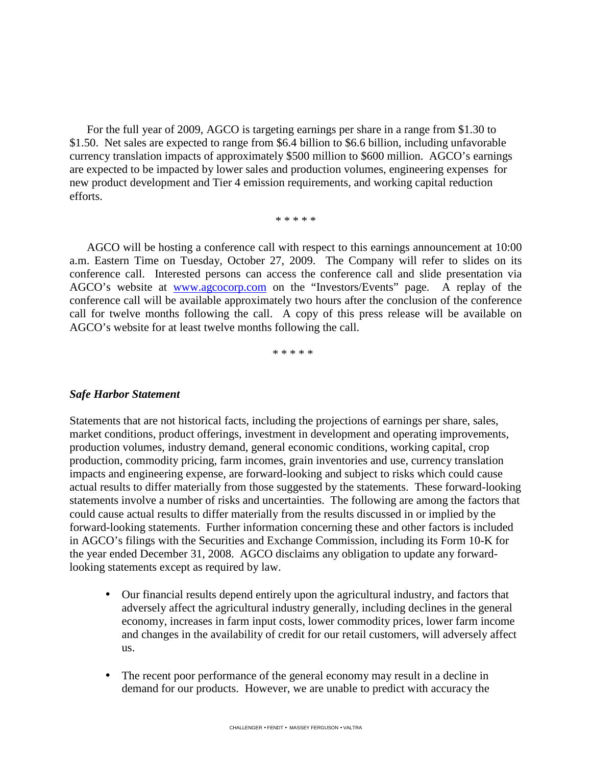For the full year of 2009, AGCO is targeting earnings per share in a range from $1.30 to $1.50. Net sales are expected to range from $6.4 billion to $6.6 billion, including unfavorable currency translation impacts of approximately $500 million to $600 million. AGCO's earnings are expected to be impacted by lower sales and production volumes, engineering expenses for new product development and Tier 4 emission requirements, and working capital reduction efforts.

\* \* \* \* \*

AGCO will be hosting a conference call with respect to this earnings announcement at 10:00 a.m. Eastern Time on Tuesday, October 27, 2009. The Company will refer to slides on its conference call. Interested persons can access the conference call and slide presentation via AGCO's website at [www.agcocorp.com](http://www.agcocorp.com) on the "Investors/Events" page. A replay of the conference call will be available approximately two hours after the conclusion of the conference call for twelve months following the call. A copy of this press release will be available on AGCO's website for at least twelve months following the call.

\* \* \* \* \*

***Safe Harbor Statement***

Statements that are not historical facts, including the projections of earnings per share, sales, market conditions, product offerings, investment in development and operating improvements, production volumes, industry demand, general economic conditions, working capital, crop production, commodity pricing, farm incomes, grain inventories and use, currency translation impacts and engineering expense, are forward-looking and subject to risks which could cause actual results to differ materially from those suggested by the statements. These forward-looking statements involve a number of risks and uncertainties. The following are among the factors that could cause actual results to differ materially from the results discussed in or implied by the forward-looking statements. Further information concerning these and other factors is included in AGCO's filings with the Securities and Exchange Commission, including its Form 10-K for the year ended December 31, 2008. AGCO disclaims any obligation to update any forward-looking statements except as required by law.

- Our financial results depend entirely upon the agricultural industry, and factors that adversely affect the agricultural industry generally, including declines in the general economy, increases in farm input costs, lower commodity prices, lower farm income and changes in the availability of credit for our retail customers, will adversely affect us.

- The recent poor performance of the general economy may result in a decline in demand for our products. However, we are unable to predict with accuracy the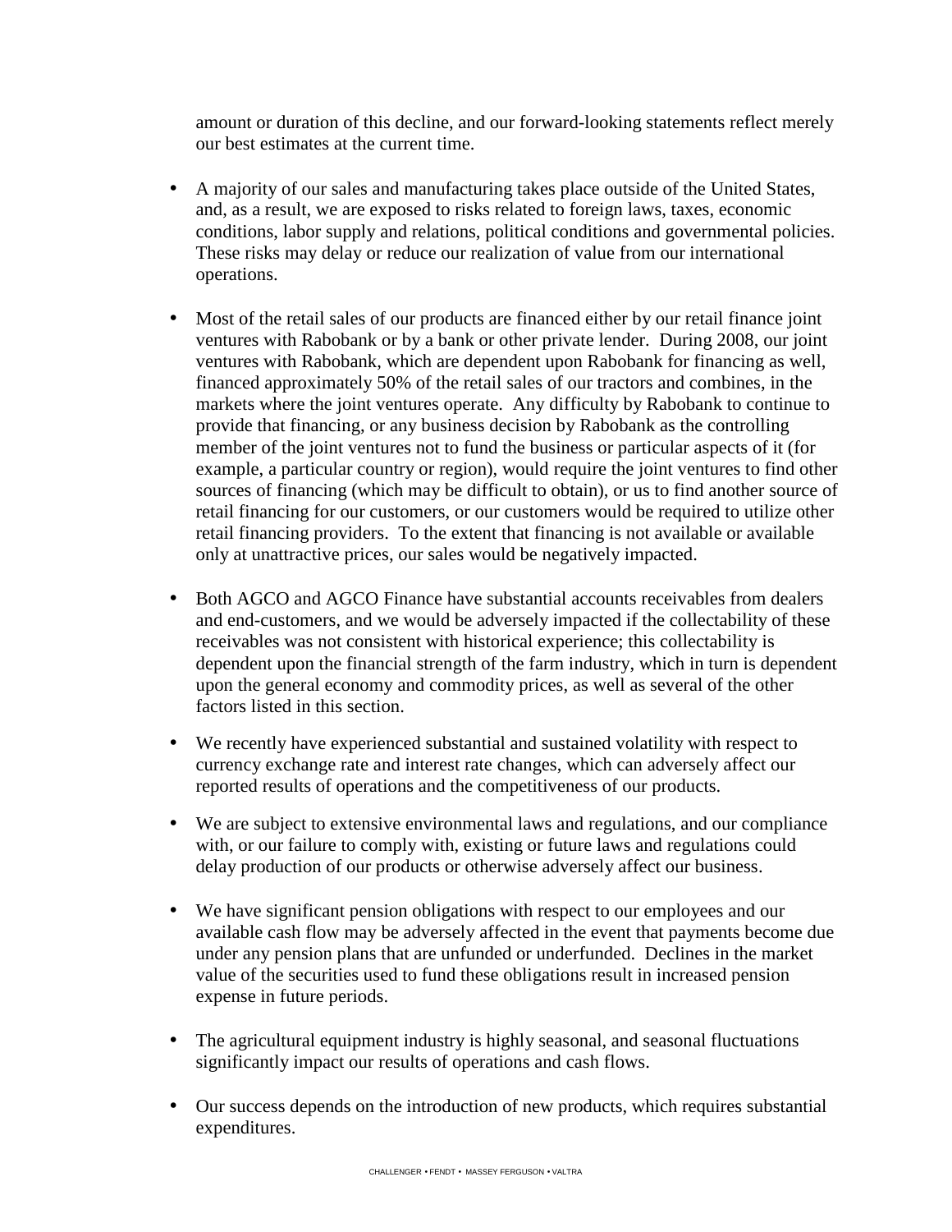amount or duration of this decline, and our forward-looking statements reflect merely our best estimates at the current time.

- A majority of our sales and manufacturing takes place outside of the United States, and, as a result, we are exposed to risks related to foreign laws, taxes, economic conditions, labor supply and relations, political conditions and governmental policies. These risks may delay or reduce our realization of value from our international operations.

- Most of the retail sales of our products are financed either by our retail finance joint ventures with Rabobank or by a bank or other private lender. During 2008, our joint ventures with Rabobank, which are dependent upon Rabobank for financing as well, financed approximately 50% of the retail sales of our tractors and combines, in the markets where the joint ventures operate. Any difficulty by Rabobank to continue to provide that financing, or any business decision by Rabobank as the controlling member of the joint ventures not to fund the business or particular aspects of it (for example, a particular country or region), would require the joint ventures to find other sources of financing (which may be difficult to obtain), or us to find another source of retail financing for our customers, or our customers would be required to utilize other retail financing providers. To the extent that financing is not available or available only at unattractive prices, our sales would be negatively impacted.

- Both AGCO and AGCO Finance have substantial accounts receivables from dealers and end-customers, and we would be adversely impacted if the collectability of these receivables was not consistent with historical experience; this collectability is dependent upon the financial strength of the farm industry, which in turn is dependent upon the general economy and commodity prices, as well as several of the other factors listed in this section.

- We recently have experienced substantial and sustained volatility with respect to currency exchange rate and interest rate changes, which can adversely affect our reported results of operations and the competitiveness of our products.

- We are subject to extensive environmental laws and regulations, and our compliance with, or our failure to comply with, existing or future laws and regulations could delay production of our products or otherwise adversely affect our business.

- We have significant pension obligations with respect to our employees and our available cash flow may be adversely affected in the event that payments become due under any pension plans that are unfunded or underfunded. Declines in the market value of the securities used to fund these obligations result in increased pension expense in future periods.

- The agricultural equipment industry is highly seasonal, and seasonal fluctuations significantly impact our results of operations and cash flows.

- Our success depends on the introduction of new products, which requires substantial expenditures.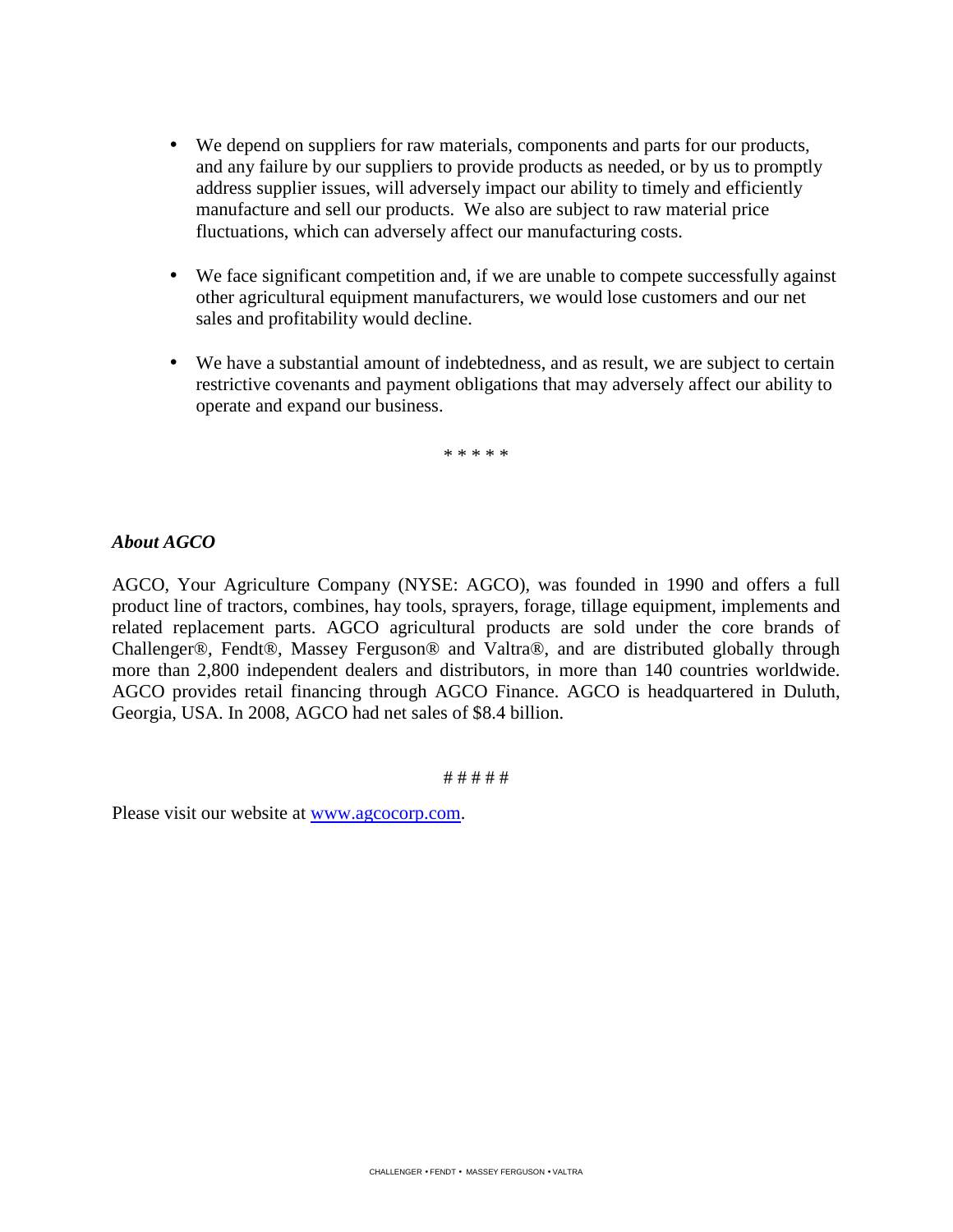- We depend on suppliers for raw materials, components and parts for our products, and any failure by our suppliers to provide products as needed, or by us to promptly address supplier issues, will adversely impact our ability to timely and efficiently manufacture and sell our products. We also are subject to raw material price fluctuations, which can adversely affect our manufacturing costs.

- We face significant competition and, if we are unable to compete successfully against other agricultural equipment manufacturers, we would lose customers and our net sales and profitability would decline.

- We have a substantial amount of indebtedness, and as result, we are subject to certain restrictive covenants and payment obligations that may adversely affect our ability to operate and expand our business.

\* \* \* \* \*

***About AGCO***

AGCO, Your Agriculture Company (NYSE: AGCO), was founded in 1990 and offers a full product line of tractors, combines, hay tools, sprayers, forage, tillage equipment, implements and related replacement parts. AGCO agricultural products are sold under the core brands of Challenger®, Fendt®, Massey Ferguson® and Valtra®, and are distributed globally through more than 2,800 independent dealers and distributors, in more than 140 countries worldwide. AGCO provides retail financing through AGCO Finance. AGCO is headquartered in Duluth, Georgia, USA. In 2008, AGCO had net sales of $8.4 billion.

# # # # #

Please visit our website at [www.agcocorp.com](http://www.agcocorp.com).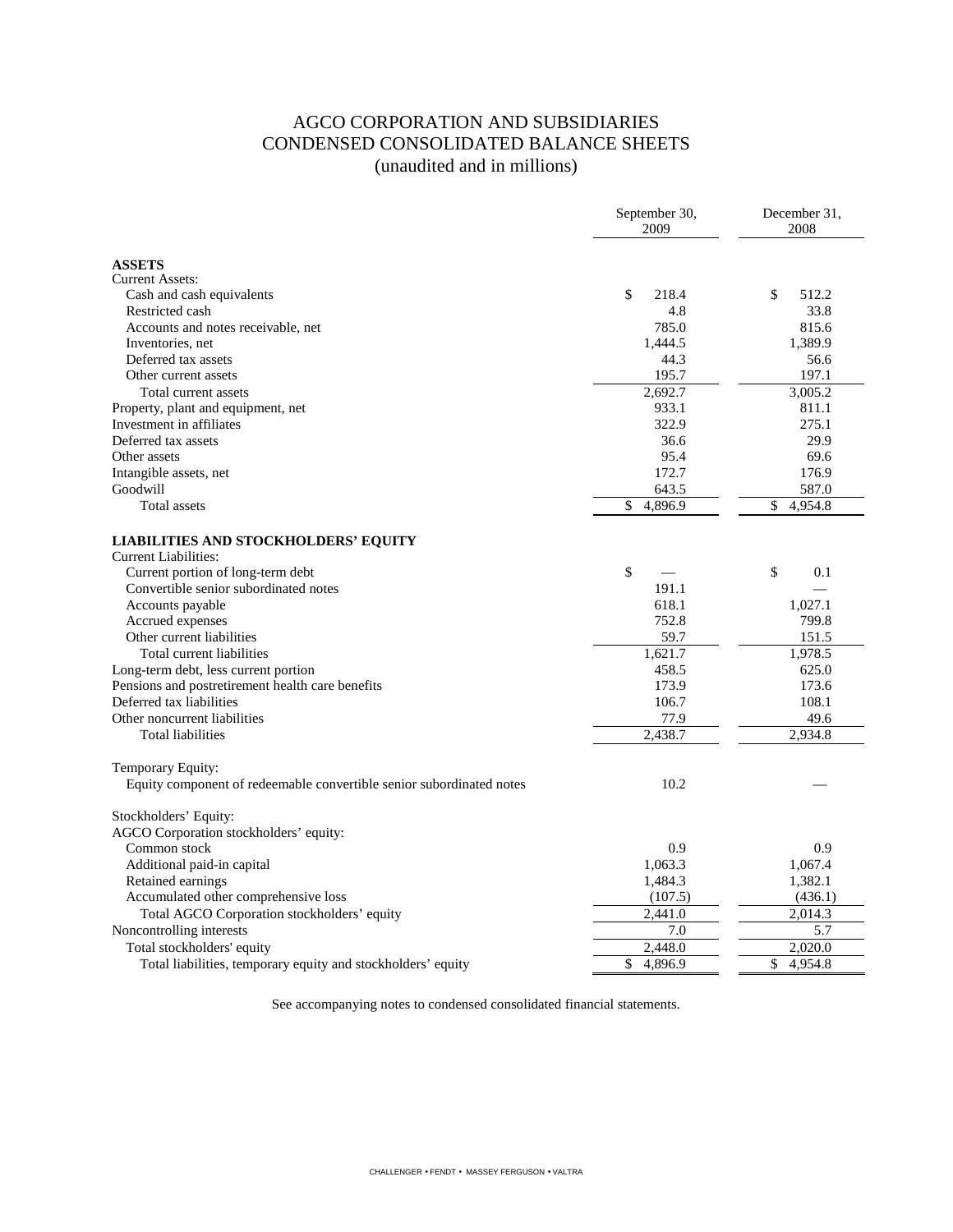# AGCO CORPORATION AND SUBSIDIARIES
# CONDENSED CONSOLIDATED BALANCE SHEETS
(unaudited and in millions)

| | September 30, 2009 | December 31, 2008 |
|---|---|---|
| **ASSETS** | | |
| Current Assets: | | |
| Cash and cash equivalents | $ 218.4 | $ 512.2 |
| Restricted cash | 4.8 | 33.8 |
| Accounts and notes receivable, net | 785.0 | 815.6 |
| Inventories, net | 1,444.5 | 1,389.9 |
| Deferred tax assets | 44.3 | 56.6 |
| Other current assets | 195.7 | 197.1 |
| Total current assets | 2,692.7 | 3,005.2 |
| Property, plant and equipment, net | 933.1 | 811.1 |
| Investment in affiliates | 322.9 | 275.1 |
| Deferred tax assets | 36.6 | 29.9 |
| Other assets | 95.4 | 69.6 |
| Intangible assets, net | 172.7 | 176.9 |
| Goodwill | 643.5 | 587.0 |
| Total assets | $ 4,896.9 | $ 4,954.8 |
| **LIABILITIES AND STOCKHOLDERS' EQUITY** | | |
| Current Liabilities: | | |
| Current portion of long-term debt | $ — | $ 0.1 |
| Convertible senior subordinated notes | 191.1 | — |
| Accounts payable | 618.1 | 1,027.1 |
| Accrued expenses | 752.8 | 799.8 |
| Other current liabilities | 59.7 | 151.5 |
| Total current liabilities | 1,621.7 | 1,978.5 |
| Long-term debt, less current portion | 458.5 | 625.0 |
| Pensions and postretirement health care benefits | 173.9 | 173.6 |
| Deferred tax liabilities | 106.7 | 108.1 |
| Other noncurrent liabilities | 77.9 | 49.6 |
| Total liabilities | 2,438.7 | 2,934.8 |
| Temporary Equity: | | |
| Equity component of redeemable convertible senior subordinated notes | 10.2 | — |
| Stockholders' Equity: | | |
| AGCO Corporation stockholders' equity: | | |
| Common stock | 0.9 | 0.9 |
| Additional paid-in capital | 1,063.3 | 1,067.4 |
| Retained earnings | 1,484.3 | 1,382.1 |
| Accumulated other comprehensive loss | (107.5) | (436.1) |
| Total AGCO Corporation stockholders' equity | 2,441.0 | 2,014.3 |
| Noncontrolling interests | 7.0 | 5.7 |
| Total stockholders' equity | 2,448.0 | 2,020.0 |
| Total liabilities, temporary equity and stockholders' equity | $ 4,896.9 | $ 4,954.8 |

See accompanying notes to condensed consolidated financial statements.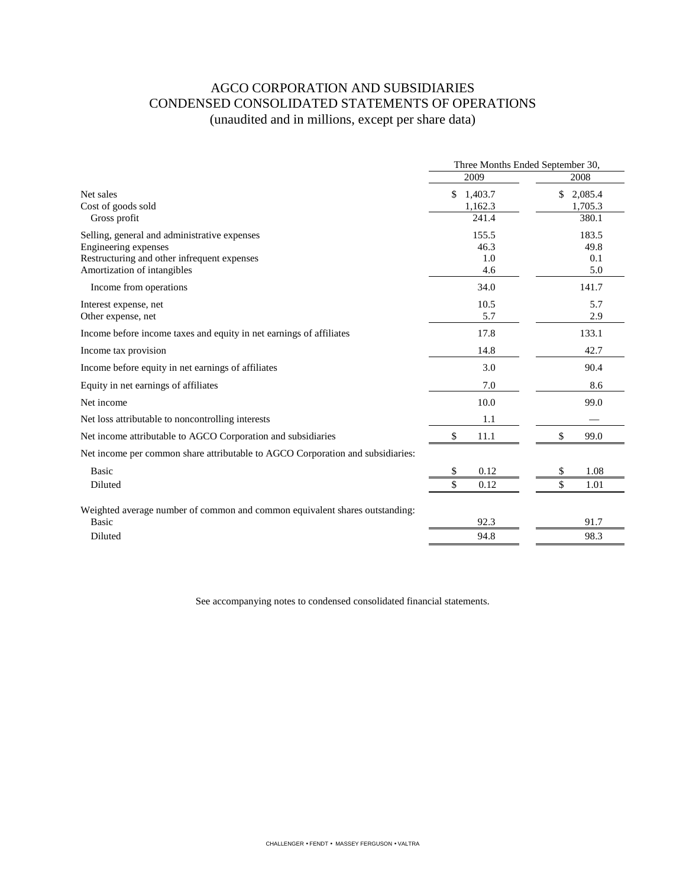# AGCO CORPORATION AND SUBSIDIARIES
## CONDENSED CONSOLIDATED STATEMENTS OF OPERATIONS
(unaudited and in millions, except per share data)

| | Three Months Ended September 30, | |
|---|---|---|
| | 2009 | 2008 |
| Net sales | $ 1,403.7 | $ 2,085.4 |
| Cost of goods sold | 1,162.3 | 1,705.3 |
| Gross profit | 241.4 | 380.1 |
| Selling, general and administrative expenses | 155.5 | 183.5 |
| Engineering expenses | 46.3 | 49.8 |
| Restructuring and other infrequent expenses | 1.0 | 0.1 |
| Amortization of intangibles | 4.6 | 5.0 |
| Income from operations | 34.0 | 141.7 |
| Interest expense, net | 10.5 | 5.7 |
| Other expense, net | 5.7 | 2.9 |
| Income before income taxes and equity in net earnings of affiliates | 17.8 | 133.1 |
| Income tax provision | 14.8 | 42.7 |
| Income before equity in net earnings of affiliates | 3.0 | 90.4 |
| Equity in net earnings of affiliates | 7.0 | 8.6 |
| Net income | 10.0 | 99.0 |
| Net loss attributable to noncontrolling interests | 1.1 | — |
| Net income attributable to AGCO Corporation and subsidiaries | $ 11.1 | $ 99.0 |
| Net income per common share attributable to AGCO Corporation and subsidiaries: | | |
| Basic | $ 0.12 | $ 1.08 |
| Diluted | $ 0.12 | $ 1.01 |
| Weighted average number of common and common equivalent shares outstanding: | | |
| Basic | 92.3 | 91.7 |
| Diluted | 94.8 | 98.3 |

See accompanying notes to condensed consolidated financial statements.

CHALLENGER • FENDT • MASSEY FERGUSON • VALTRA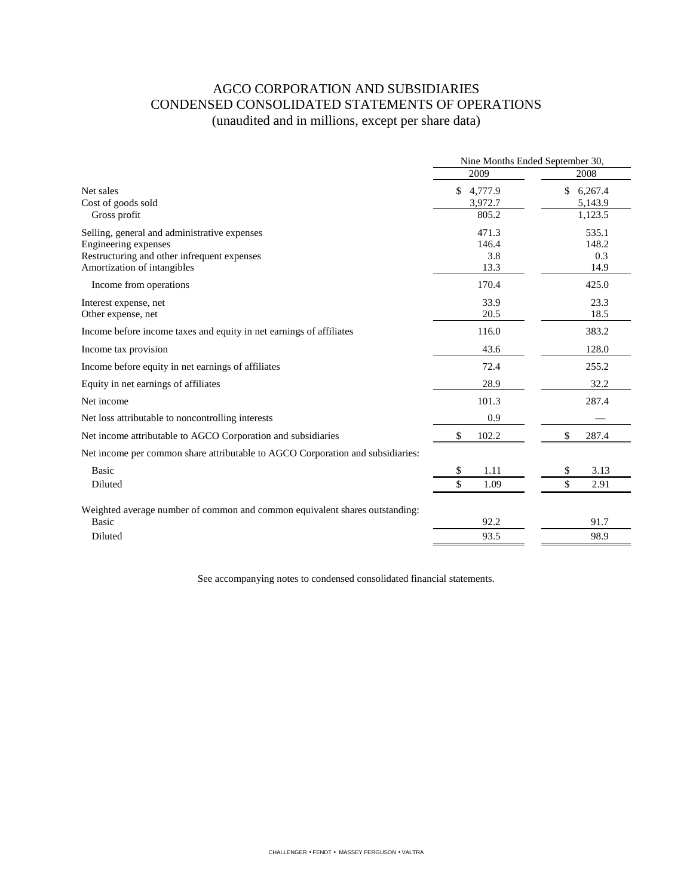# AGCO CORPORATION AND SUBSIDIARIES
## CONDENSED CONSOLIDATED STATEMENTS OF OPERATIONS
### (unaudited and in millions, except per share data)

| | Nine Months Ended September 30, | |
|---|---|---|
| | 2009 | 2008 |
| Net sales | $ 4,777.9 | $ 6,267.4 |
| Cost of goods sold | 3,972.7 | 5,143.9 |
| Gross profit | 805.2 | 1,123.5 |
| Selling, general and administrative expenses | 471.3 | 535.1 |
| Engineering expenses | 146.4 | 148.2 |
| Restructuring and other infrequent expenses | 3.8 | 0.3 |
| Amortization of intangibles | 13.3 | 14.9 |
| Income from operations | 170.4 | 425.0 |
| Interest expense, net | 33.9 | 23.3 |
| Other expense, net | 20.5 | 18.5 |
| Income before income taxes and equity in net earnings of affiliates | 116.0 | 383.2 |
| Income tax provision | 43.6 | 128.0 |
| Income before equity in net earnings of affiliates | 72.4 | 255.2 |
| Equity in net earnings of affiliates | 28.9 | 32.2 |
| Net income | 101.3 | 287.4 |
| Net loss attributable to noncontrolling interests | 0.9 | — |
| Net income attributable to AGCO Corporation and subsidiaries | $ 102.2 | $ 287.4 |
| Net income per common share attributable to AGCO Corporation and subsidiaries: | | |
| Basic | $ 1.11 | $ 3.13 |
| Diluted | $ 1.09 | $ 2.91 |
| Weighted average number of common and common equivalent shares outstanding: | | |
| Basic | 92.2 | 91.7 |
| Diluted | 93.5 | 98.9 |

See accompanying notes to condensed consolidated financial statements.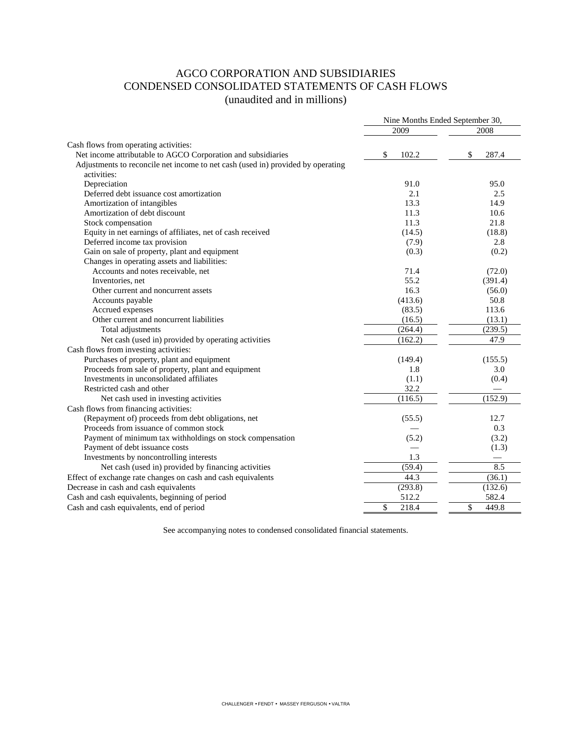# AGCO CORPORATION AND SUBSIDIARIES
## CONDENSED CONSOLIDATED STATEMENTS OF CASH FLOWS
### (unaudited and in millions)

| | Nine Months Ended September 30, | |
|---|---|---|
| | 2009 | 2008 |
| Cash flows from operating activities: | | |
| Net income attributable to AGCO Corporation and subsidiaries | $ 102.2 | $ 287.4 |
| Adjustments to reconcile net income to net cash (used in) provided by operating activities: | | |
| Depreciation | 91.0 | 95.0 |
| Deferred debt issuance cost amortization | 2.1 | 2.5 |
| Amortization of intangibles | 13.3 | 14.9 |
| Amortization of debt discount | 11.3 | 10.6 |
| Stock compensation | 11.3 | 21.8 |
| Equity in net earnings of affiliates, net of cash received | (14.5) | (18.8) |
| Deferred income tax provision | (7.9) | 2.8 |
| Gain on sale of property, plant and equipment | (0.3) | (0.2) |
| Changes in operating assets and liabilities: | | |
| Accounts and notes receivable, net | 71.4 | (72.0) |
| Inventories, net | 55.2 | (391.4) |
| Other current and noncurrent assets | 16.3 | (56.0) |
| Accounts payable | (413.6) | 50.8 |
| Accrued expenses | (83.5) | 113.6 |
| Other current and noncurrent liabilities | (16.5) | (13.1) |
| Total adjustments | (264.4) | (239.5) |
| Net cash (used in) provided by operating activities | (162.2) | 47.9 |
| Cash flows from investing activities: | | |
| Purchases of property, plant and equipment | (149.4) | (155.5) |
| Proceeds from sale of property, plant and equipment | 1.8 | 3.0 |
| Investments in unconsolidated affiliates | (1.1) | (0.4) |
| Restricted cash and other | 32.2 | — |
| Net cash used in investing activities | (116.5) | (152.9) |
| Cash flows from financing activities: | | |
| (Repayment of) proceeds from debt obligations, net | (55.5) | 12.7 |
| Proceeds from issuance of common stock | — | 0.3 |
| Payment of minimum tax withholdings on stock compensation | (5.2) | (3.2) |
| Payment of debt issuance costs | — | (1.3) |
| Investments by noncontrolling interests | 1.3 | — |
| Net cash (used in) provided by financing activities | (59.4) | 8.5 |
| Effect of exchange rate changes on cash and cash equivalents | 44.3 | (36.1) |
| Decrease in cash and cash equivalents | (293.8) | (132.6) |
| Cash and cash equivalents, beginning of period | 512.2 | 582.4 |
| Cash and cash equivalents, end of period | $ 218.4 | $ 449.8 |

See accompanying notes to condensed consolidated financial statements.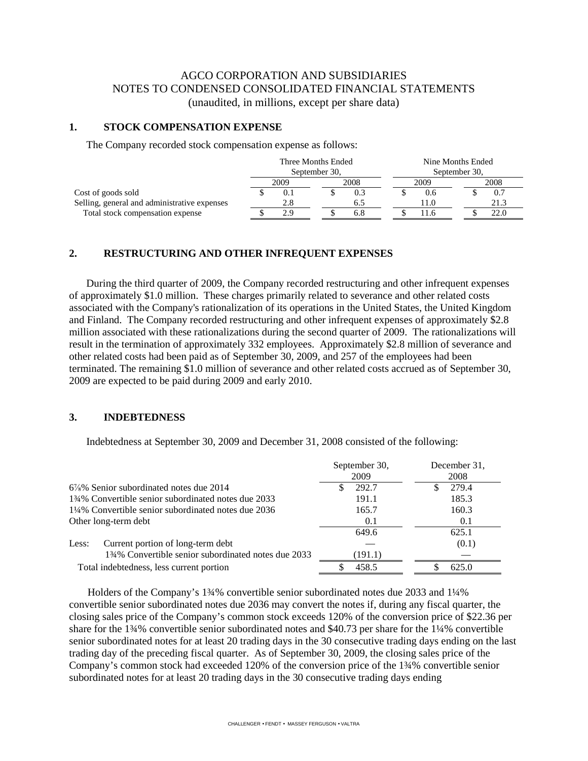AGCO CORPORATION AND SUBSIDIARIES
NOTES TO CONDENSED CONSOLIDATED FINANCIAL STATEMENTS
(unaudited, in millions, except per share data)

## 1. STOCK COMPENSATION EXPENSE

The Company recorded stock compensation expense as follows:

| | Three Months Ended September 30, | | Nine Months Ended September 30, | |
|---|---|---|---|---|
| | 2009 | 2008 | 2009 | 2008 |
| Cost of goods sold | $ 0.1 | $ 0.3 | $ 0.6 | $ 0.7 |
| Selling, general and administrative expenses | 2.8 | 6.5 | 11.0 | 21.3 |
| Total stock compensation expense | $ 2.9 | $ 6.8 | $ 11.6 | $ 22.0 |

## 2. RESTRUCTURING AND OTHER INFREQUENT EXPENSES

During the third quarter of 2009, the Company recorded restructuring and other infrequent expenses of approximately $1.0 million. These charges primarily related to severance and other related costs associated with the Company's rationalization of its operations in the United States, the United Kingdom and Finland. The Company recorded restructuring and other infrequent expenses of approximately $2.8 million associated with these rationalizations during the second quarter of 2009. The rationalizations will result in the termination of approximately 332 employees. Approximately $2.8 million of severance and other related costs had been paid as of September 30, 2009, and 257 of the employees had been terminated. The remaining $1.0 million of severance and other related costs accrued as of September 30, 2009 are expected to be paid during 2009 and early 2010.

## 3. INDEBTEDNESS

Indebtedness at September 30, 2009 and December 31, 2008 consisted of the following:

| | September 30, 2009 | December 31, 2008 |
|---|---|---|
| 6⅞% Senior subordinated notes due 2014 | $ 292.7 | $ 279.4 |
| 1¾% Convertible senior subordinated notes due 2033 | 191.1 | 185.3 |
| 1¼% Convertible senior subordinated notes due 2036 | 165.7 | 160.3 |
| Other long-term debt | 0.1 | 0.1 |
| | 649.6 | 625.1 |
| Less: Current portion of long-term debt | — | (0.1) |
| 1¾% Convertible senior subordinated notes due 2033 | (191.1) | — |
| Total indebtedness, less current portion | $ 458.5 | $ 625.0 |

Holders of the Company's 1¾% convertible senior subordinated notes due 2033 and 1¼% convertible senior subordinated notes due 2036 may convert the notes if, during any fiscal quarter, the closing sales price of the Company's common stock exceeds 120% of the conversion price of $22.36 per share for the 1¾% convertible senior subordinated notes and $40.73 per share for the 1¼% convertible senior subordinated notes for at least 20 trading days in the 30 consecutive trading days ending on the last trading day of the preceding fiscal quarter. As of September 30, 2009, the closing sales price of the Company's common stock had exceeded 120% of the conversion price of the 1¾% convertible senior subordinated notes for at least 20 trading days in the 30 consecutive trading days ending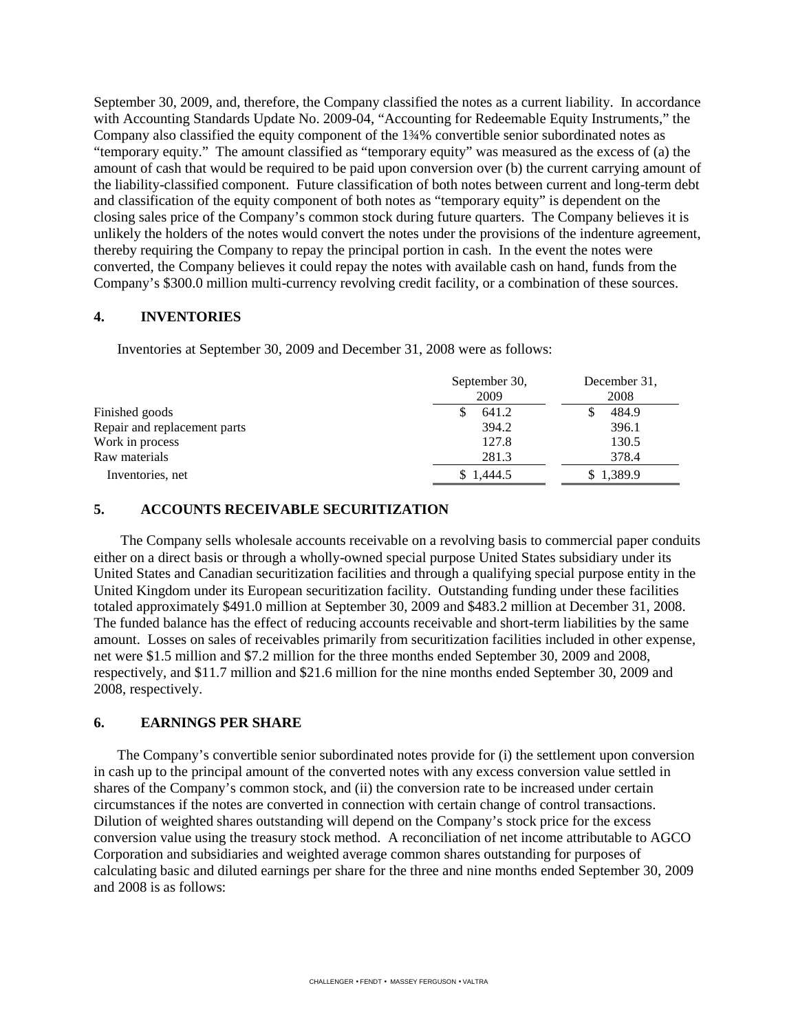September 30, 2009, and, therefore, the Company classified the notes as a current liability. In accordance with Accounting Standards Update No. 2009-04, "Accounting for Redeemable Equity Instruments," the Company also classified the equity component of the 1¾% convertible senior subordinated notes as "temporary equity." The amount classified as "temporary equity" was measured as the excess of (a) the amount of cash that would be required to be paid upon conversion over (b) the current carrying amount of the liability-classified component. Future classification of both notes between current and long-term debt and classification of the equity component of both notes as "temporary equity" is dependent on the closing sales price of the Company's common stock during future quarters. The Company believes it is unlikely the holders of the notes would convert the notes under the provisions of the indenture agreement, thereby requiring the Company to repay the principal portion in cash. In the event the notes were converted, the Company believes it could repay the notes with available cash on hand, funds from the Company's $300.0 million multi-currency revolving credit facility, or a combination of these sources.

## 4. INVENTORIES

Inventories at September 30, 2009 and December 31, 2008 were as follows:

| | September 30, 2009 | December 31, 2008 |
|---|---|---|
| Finished goods | $ 641.2 | $ 484.9 |
| Repair and replacement parts | 394.2 | 396.1 |
| Work in process | 127.8 | 130.5 |
| Raw materials | 281.3 | 378.4 |
| Inventories, net | $ 1,444.5 | $ 1,389.9 |

## 5. ACCOUNTS RECEIVABLE SECURITIZATION

The Company sells wholesale accounts receivable on a revolving basis to commercial paper conduits either on a direct basis or through a wholly-owned special purpose United States subsidiary under its United States and Canadian securitization facilities and through a qualifying special purpose entity in the United Kingdom under its European securitization facility. Outstanding funding under these facilities totaled approximately $491.0 million at September 30, 2009 and $483.2 million at December 31, 2008. The funded balance has the effect of reducing accounts receivable and short-term liabilities by the same amount. Losses on sales of receivables primarily from securitization facilities included in other expense, net were $1.5 million and $7.2 million for the three months ended September 30, 2009 and 2008, respectively, and $11.7 million and $21.6 million for the nine months ended September 30, 2009 and 2008, respectively.

## 6. EARNINGS PER SHARE

The Company's convertible senior subordinated notes provide for (i) the settlement upon conversion in cash up to the principal amount of the converted notes with any excess conversion value settled in shares of the Company's common stock, and (ii) the conversion rate to be increased under certain circumstances if the notes are converted in connection with certain change of control transactions. Dilution of weighted shares outstanding will depend on the Company's stock price for the excess conversion value using the treasury stock method. A reconciliation of net income attributable to AGCO Corporation and subsidiaries and weighted average common shares outstanding for purposes of calculating basic and diluted earnings per share for the three and nine months ended September 30, 2009 and 2008 is as follows: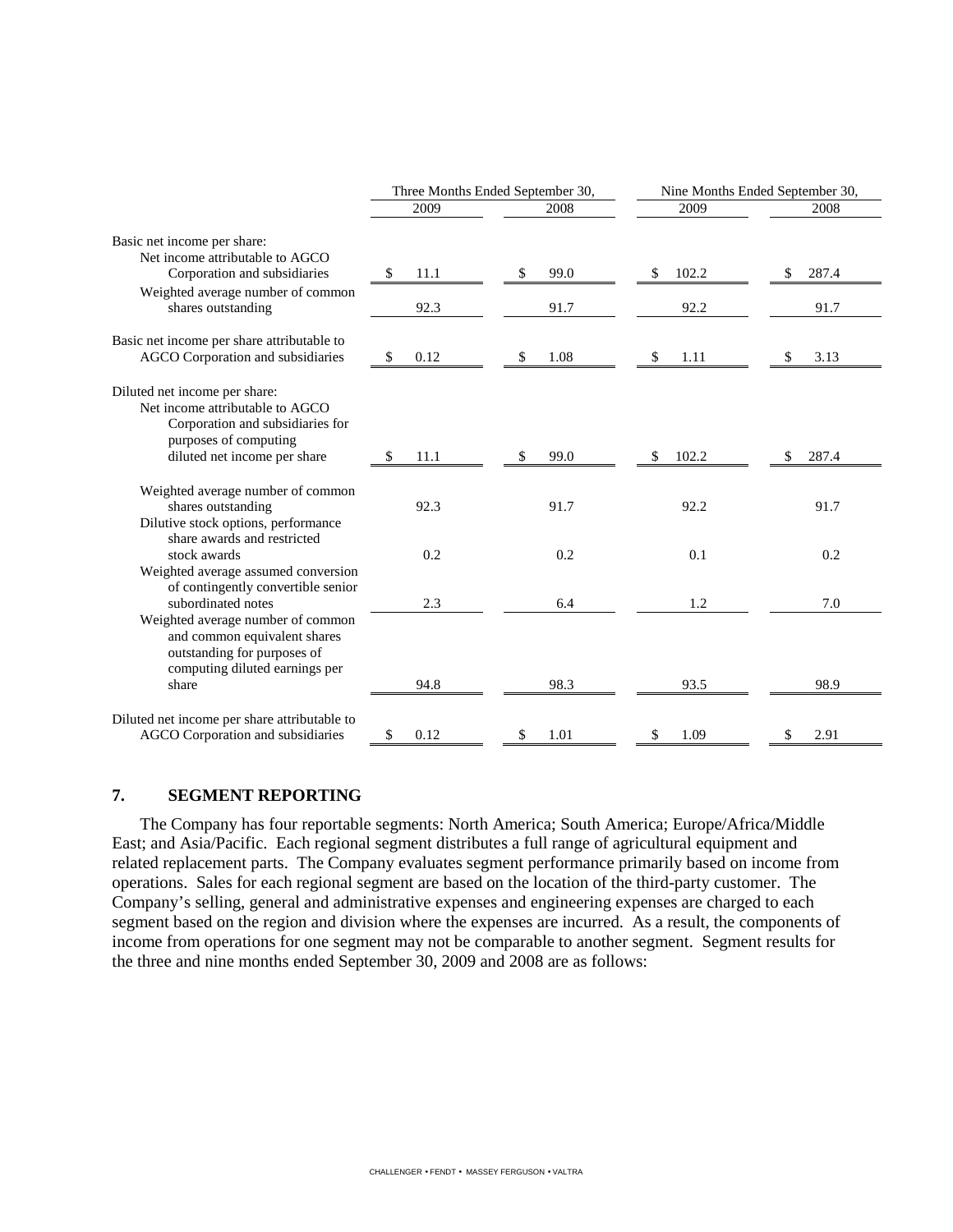| | Three Months Ended September 30, | | Nine Months Ended September 30, | |
|---|---|---|---|---|
| | 2009 | 2008 | 2009 | 2008 |
| Basic net income per share: | | | | |
| Net income attributable to AGCO Corporation and subsidiaries | $ 11.1 | $ 99.0 | $ 102.2 | $ 287.4 |
| Weighted average number of common shares outstanding | 92.3 | 91.7 | 92.2 | 91.7 |
| Basic net income per share attributable to AGCO Corporation and subsidiaries | $ 0.12 | $ 1.08 | $ 1.11 | $ 3.13 |
| Diluted net income per share: | | | | |
| Net income attributable to AGCO Corporation and subsidiaries for purposes of computing diluted net income per share | $ 11.1 | $ 99.0 | $ 102.2 | $ 287.4 |
| Weighted average number of common shares outstanding | 92.3 | 91.7 | 92.2 | 91.7 |
| Dilutive stock options, performance share awards and restricted stock awards | 0.2 | 0.2 | 0.1 | 0.2 |
| Weighted average assumed conversion of contingently convertible senior subordinated notes | 2.3 | 6.4 | 1.2 | 7.0 |
| Weighted average number of common and common equivalent shares outstanding for purposes of computing diluted earnings per share | 94.8 | 98.3 | 93.5 | 98.9 |
| Diluted net income per share attributable to AGCO Corporation and subsidiaries | $ 0.12 | $ 1.01 | $ 1.09 | $ 2.91 |

## 7. SEGMENT REPORTING

The Company has four reportable segments: North America; South America; Europe/Africa/Middle East; and Asia/Pacific. Each regional segment distributes a full range of agricultural equipment and related replacement parts. The Company evaluates segment performance primarily based on income from operations. Sales for each regional segment are based on the location of the third-party customer. The Company's selling, general and administrative expenses and engineering expenses are charged to each segment based on the region and division where the expenses are incurred. As a result, the components of income from operations for one segment may not be comparable to another segment. Segment results for the three and nine months ended September 30, 2009 and 2008 are as follows: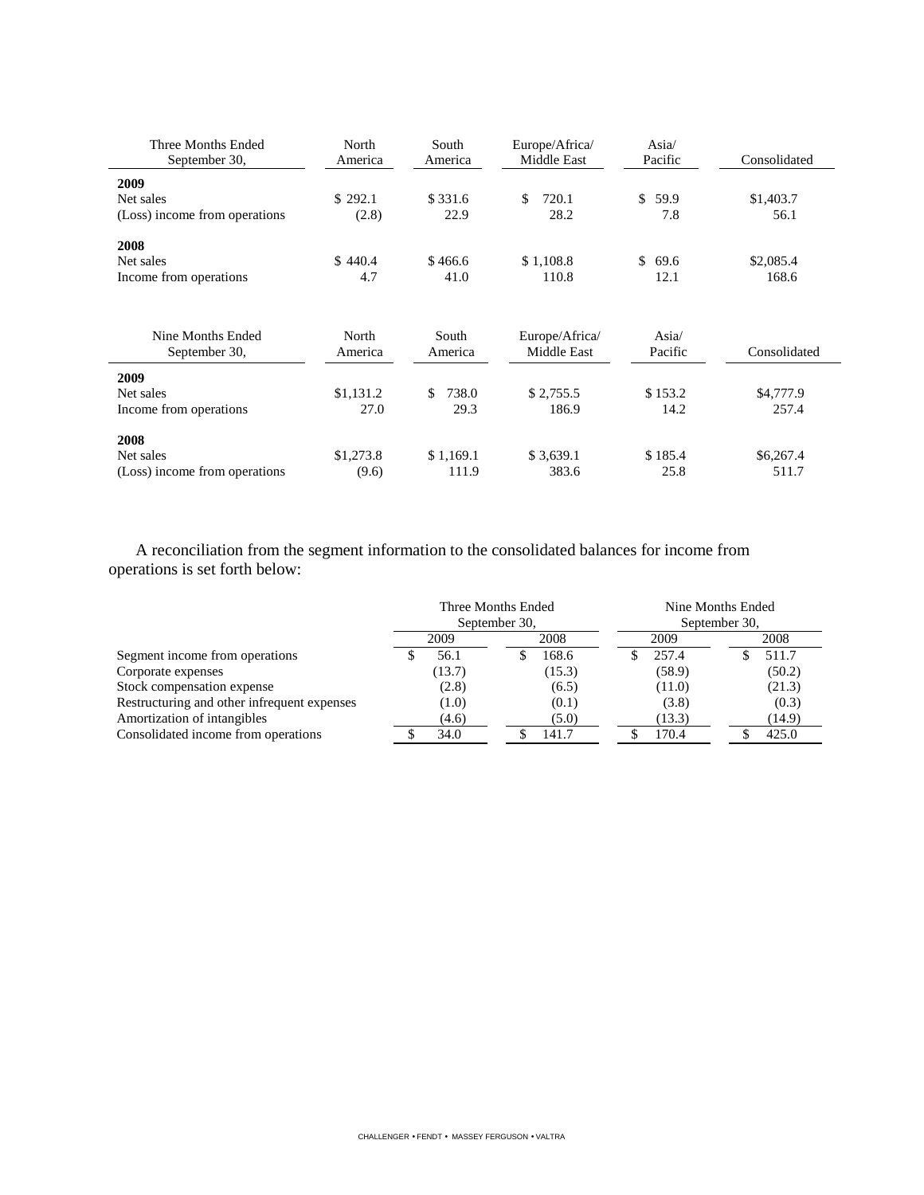| Three Months Ended September 30, | North America | South America | Europe/Africa/ Middle East | Asia/ Pacific | Consolidated |
|---|---|---|---|---|---|
| **2009** | | | | | |
| Net sales | $ 292.1 | $ 331.6 | $ 720.1 | $ 59.9 | $1,403.7 |
| (Loss) income from operations | (2.8) | 22.9 | 28.2 | 7.8 | 56.1 |
| **2008** | | | | | |
| Net sales | $ 440.4 | $ 466.6 | $ 1,108.8 | $ 69.6 | $2,085.4 |
| Income from operations | 4.7 | 41.0 | 110.8 | 12.1 | 168.6 |

| Nine Months Ended September 30, | North America | South America | Europe/Africa/ Middle East | Asia/ Pacific | Consolidated |
|---|---|---|---|---|---|
| **2009** | | | | | |
| Net sales | $1,131.2 | $ 738.0 | $ 2,755.5 | $ 153.2 | $4,777.9 |
| Income from operations | 27.0 | 29.3 | 186.9 | 14.2 | 257.4 |
| **2008** | | | | | |
| Net sales | $1,273.8 | $ 1,169.1 | $ 3,639.1 | $ 185.4 | $6,267.4 |
| (Loss) income from operations | (9.6) | 111.9 | 383.6 | 25.8 | 511.7 |

A reconciliation from the segment information to the consolidated balances for income from operations is set forth below:

| | Three Months Ended September 30, | | Nine Months Ended September 30, | |
|---|---|---|---|---|
| | 2009 | 2008 | 2009 | 2008 |
| Segment income from operations | $ 56.1 | $ 168.6 | $ 257.4 | $ 511.7 |
| Corporate expenses | (13.7) | (15.3) | (58.9) | (50.2) |
| Stock compensation expense | (2.8) | (6.5) | (11.0) | (21.3) |
| Restructuring and other infrequent expenses | (1.0) | (0.1) | (3.8) | (0.3) |
| Amortization of intangibles | (4.6) | (5.0) | (13.3) | (14.9) |
| Consolidated income from operations | $ 34.0 | $ 141.7 | $ 170.4 | $ 425.0 |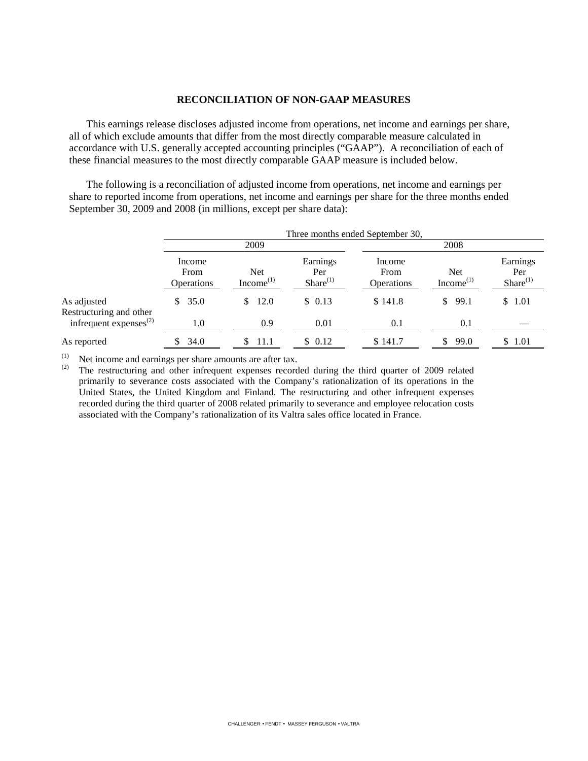**RECONCILIATION OF NON-GAAP MEASURES**

This earnings release discloses adjusted income from operations, net income and earnings per share, all of which exclude amounts that differ from the most directly comparable measure calculated in accordance with U.S. generally accepted accounting principles ("GAAP"). A reconciliation of each of these financial measures to the most directly comparable GAAP measure is included below.

The following is a reconciliation of adjusted income from operations, net income and earnings per share to reported income from operations, net income and earnings per share for the three months ended September 30, 2009 and 2008 (in millions, except per share data):

| | Three months ended September 30, | | | | | |
|---|---|---|---|---|---|---|
| | 2009 | | | 2008 | | |
| | Income From Operations | Net Income[1] | Earnings Per Share[1] | Income From Operations | Net Income[1] | Earnings Per Share[1] |
| As adjusted | $ 35.0 | $ 12.0 | $ 0.13 | $ 141.8 | $ 99.1 | $ 1.01 |
| Restructuring and other infrequent expenses[2] | 1.0 | 0.9 | 0.01 | 0.1 | 0.1 | — |
| As reported | $ 34.0 | $ 11.1 | $ 0.12 | $ 141.7 | $ 99.0 | $ 1.01 |

[1] Net income and earnings per share amounts are after tax.

[2] The restructuring and other infrequent expenses recorded during the third quarter of 2009 related primarily to severance costs associated with the Company's rationalization of its operations in the United States, the United Kingdom and Finland. The restructuring and other infrequent expenses recorded during the third quarter of 2008 related primarily to severance and employee relocation costs associated with the Company's rationalization of its Valtra sales office located in France.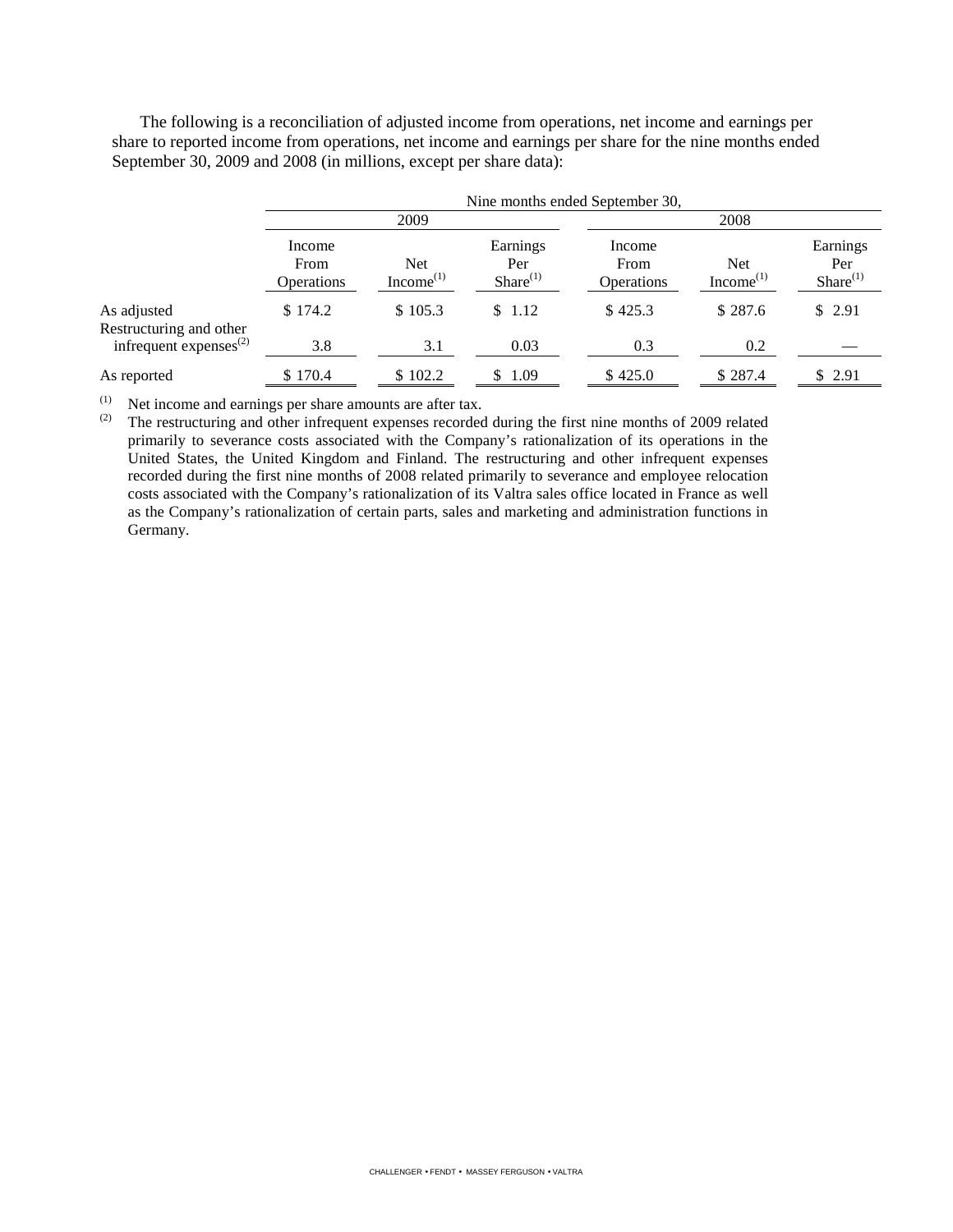The following is a reconciliation of adjusted income from operations, net income and earnings per share to reported income from operations, net income and earnings per share for the nine months ended September 30, 2009 and 2008 (in millions, except per share data):

| | Nine months ended September 30, | | | | | |
|---|---|---|---|---|---|---|
| | 2009 | | | 2008 | | |
| | Income From Operations | Net Income[(1)] | Earnings Per Share[(1)] | Income From Operations | Net Income[(1)] | Earnings Per Share[(1)] |
| As adjusted | $ 174.2 | $ 105.3 | $ 1.12 | $ 425.3 | $ 287.6 | $ 2.91 |
| Restructuring and other infrequent expenses[(2)] | 3.8 | 3.1 | 0.03 | 0.3 | 0.2 | — |
| As reported | $ 170.4 | $ 102.2 | $ 1.09 | $ 425.0 | $ 287.4 | $ 2.91 |

(1) Net income and earnings per share amounts are after tax.

(2) The restructuring and other infrequent expenses recorded during the first nine months of 2009 related primarily to severance costs associated with the Company's rationalization of its operations in the United States, the United Kingdom and Finland. The restructuring and other infrequent expenses recorded during the first nine months of 2008 related primarily to severance and employee relocation costs associated with the Company's rationalization of its Valtra sales office located in France as well as the Company's rationalization of certain parts, sales and marketing and administration functions in Germany.